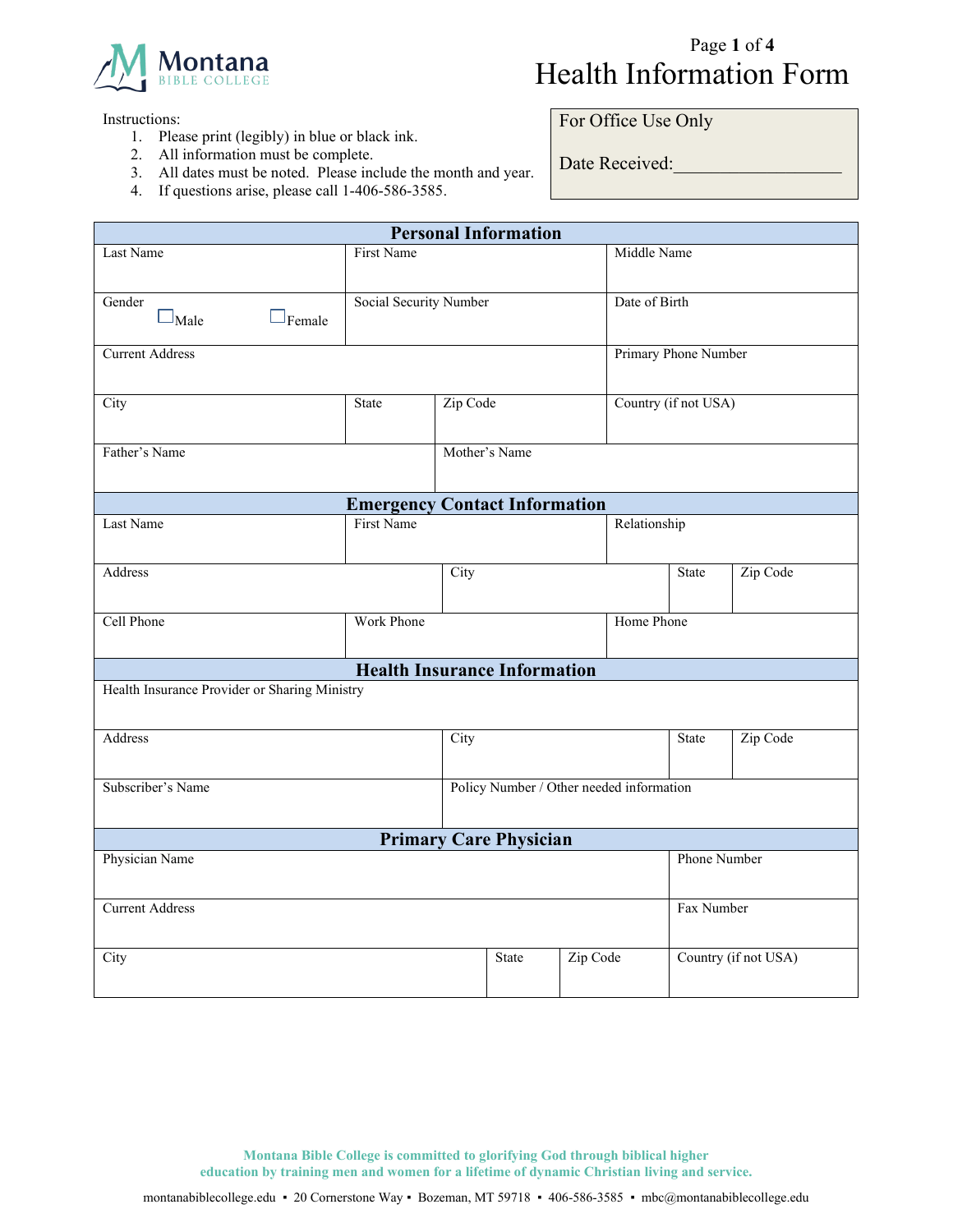Montana BIBLE COLLEGE

# Health Information Form

Instructions:

1. Please print (legibly) in blue or black ink.
2. All information must be complete.
3. All dates must be noted. Please include the month and year.
4. If questions arise, please call 1-406-586-3585.

For Office Use Only

Date Received:___________________

## Personal Information

| Last Name | | First Name | | Middle Name |
|---|---|---|---|---|
| Gender ☐Male ☐Female | | Social Security Number | | Date of Birth |
| Current Address | | | | Primary Phone Number |
| City | State | Zip Code | | Country (if not USA) |
| Father's Name | | Mother's Name | | |

## Emergency Contact Information

| Last Name | | First Name | | Relationship |
|---|---|---|---|---|
| Address | | City | State | Zip Code |
| Cell Phone | | Work Phone | | Home Phone |

## Health Insurance Information

| Health Insurance Provider or Sharing Ministry | | | |
|---|---|---|---|
| Address | City | State | Zip Code |
| Subscriber's Name | Policy Number / Other needed information | | |

## Primary Care Physician

| Physician Name | | | Phone Number |
|---|---|---|---|
| Current Address | | | Fax Number |
| City | State | Zip Code | Country (if not USA) |

**Montana Bible College is committed to glorifying God through biblical higher education by training men and women for a lifetime of dynamic Christian living and service.**

montanabiblecollege.edu ▪ 20 Cornerstone Way ▪ Bozeman, MT 59718 ▪ 406-586-3585 ▪ mbc@montanabiblecollege.edu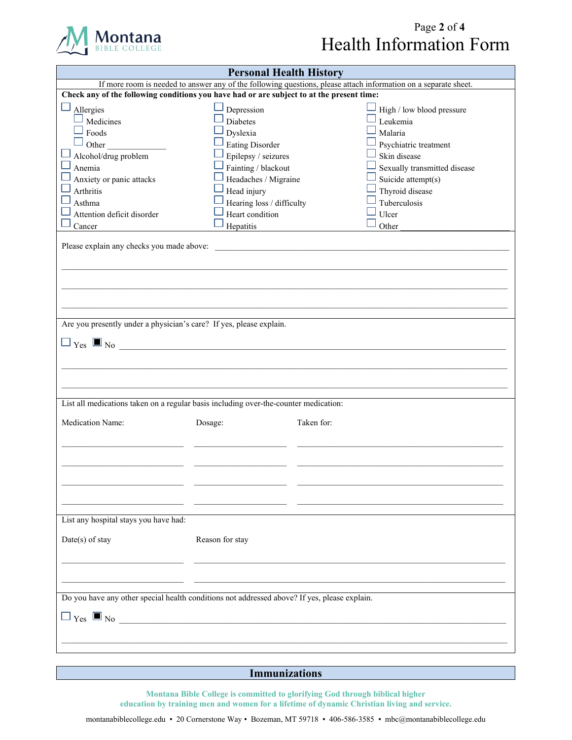## Health Information Form

## Personal Health History

If more room is needed to answer any of the following questions, please attach information on a separate sheet.

**Check any of the following conditions you have had or are subject to at the present time:**

- ☐ Allergies
  - ☐ Medicines
  - ☐ Foods
  - ☐ Other ______________
- ☐ Alcohol/drug problem
- ☐ Anemia
- ☐ Anxiety or panic attacks
- ☐ Arthritis
- ☐ Asthma
- ☐ Attention deficit disorder
- ☐ Cancer
- ☐ Depression
- ☐ Diabetes
- ☐ Dyslexia
- ☐ Eating Disorder
- ☐ Epilepsy / seizures
- ☐ Fainting / blackout
- ☐ Headaches / Migraine
- ☐ Head injury
- ☐ Hearing loss / difficulty
- ☐ Heart condition
- ☐ Hepatitis
- ☐ High / low blood pressure
- ☐ Leukemia
- ☐ Malaria
- ☐ Psychiatric treatment
- ☐ Skin disease
- ☐ Sexually transmitted disease
- ☐ Suicide attempt(s)
- ☐ Thyroid disease
- ☐ Tuberculosis
- ☐ Ulcer
- ☐ Other ______________________

Please explain any checks you made above: ______________________________________________

______________________________________________

______________________________________________

______________________________________________

Are you presently under a physician's care? If yes, please explain.

☐ Yes ☒ No ______________________________________________

______________________________________________

______________________________________________

List all medications taken on a regular basis including over-the-counter medication:

| Medication Name: | Dosage: | Taken for: |
|---|---|---|
| | | |
| | | |
| | | |
| | | |

List any hospital stays you have had:

| Date(s) of stay | Reason for stay |
|---|---|
| | |
| | |

Do you have any other special health conditions not addressed above? If yes, please explain.

☐ Yes ☒ No ______________________________________________

______________________________________________

## Immunizations

**Montana Bible College is committed to glorifying God through biblical higher education by training men and women for a lifetime of dynamic Christian living and service.**

montanabiblecollege.edu ▪ 20 Cornerstone Way ▪ Bozeman, MT 59718 ▪ 406-586-3585 ▪ mbc@montanabiblecollege.edu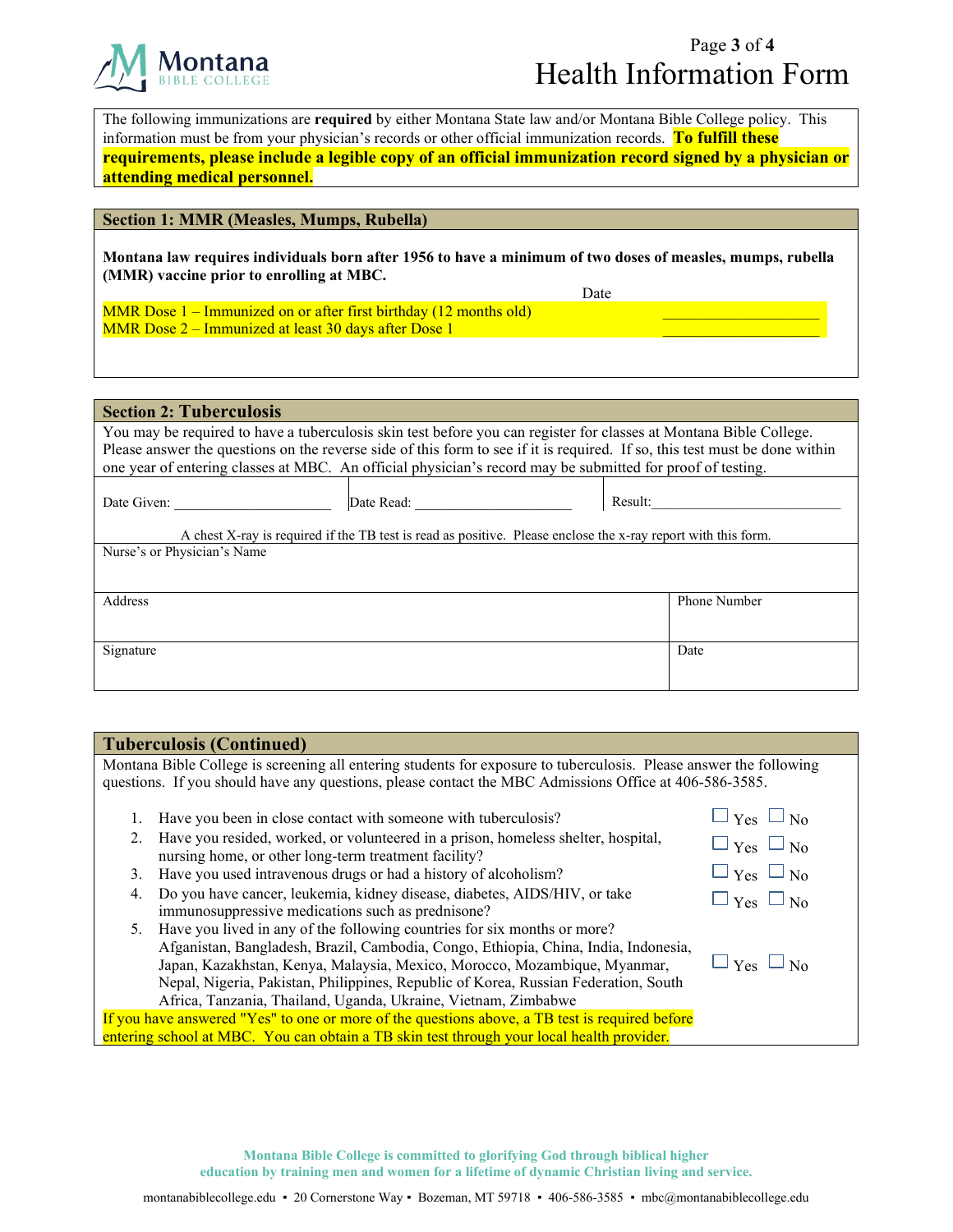# Health Information Form

The following immunizations are **required** by either Montana State law and/or Montana Bible College policy. This information must be from your physician's records or other official immunization records. **To fulfill these requirements, please include a legible copy of an official immunization record signed by a physician or attending medical personnel.**

## Section 1: MMR (Measles, Mumps, Rubella)

**Montana law requires individuals born after 1956 to have a minimum of two doses of measles, mumps, rubella (MMR) vaccine prior to enrolling at MBC.**

| | Date |
|---|---|
| MMR Dose 1 – Immunized on or after first birthday (12 months old) | ____________________ |
| MMR Dose 2 – Immunized at least 30 days after Dose 1 | ____________________ |

## Section 2: Tuberculosis

You may be required to have a tuberculosis skin test before you can register for classes at Montana Bible College. Please answer the questions on the reverse side of this form to see if it is required. If so, this test must be done within one year of entering classes at MBC. An official physician's record may be submitted for proof of testing.

Date Given: ______________________ Date Read: ______________________ Result: ___________________________

A chest X-ray is required if the TB test is read as positive. Please enclose the x-ray report with this form.

| Nurse's or Physician's Name | |
|---|---|
| Address | Phone Number |
| Signature | Date |

## Tuberculosis (Continued)

Montana Bible College is screening all entering students for exposure to tuberculosis. Please answer the following questions. If you should have any questions, please contact the MBC Admissions Office at 406-586-3585.

1. Have you been in close contact with someone with tuberculosis? ☐ Yes ☐ No
2. Have you resided, worked, or volunteered in a prison, homeless shelter, hospital, nursing home, or other long-term treatment facility? ☐ Yes ☐ No
3. Have you used intravenous drugs or had a history of alcoholism? ☐ Yes ☐ No
4. Do you have cancer, leukemia, kidney disease, diabetes, AIDS/HIV, or take immunosuppressive medications such as prednisone? ☐ Yes ☐ No
5. Have you lived in any of the following countries for six months or more? Afganistan, Bangladesh, Brazil, Cambodia, Congo, Ethiopia, China, India, Indonesia, Japan, Kazakhstan, Kenya, Malaysia, Mexico, Morocco, Mozambique, Myanmar, Nepal, Nigeria, Pakistan, Philippines, Republic of Korea, Russian Federation, South Africa, Tanzania, Thailand, Uganda, Ukraine, Vietnam, Zimbabwe ☐ Yes ☐ No

If you have answered "Yes" to one or more of the questions above, a TB test is required before entering school at MBC. You can obtain a TB skin test through your local health provider.

Montana Bible College is committed to glorifying God through biblical higher education by training men and women for a lifetime of dynamic Christian living and service.

montanabiblecollege.edu ▪ 20 Cornerstone Way ▪ Bozeman, MT 59718 ▪ 406-586-3585 ▪ mbc@montanabiblecollege.edu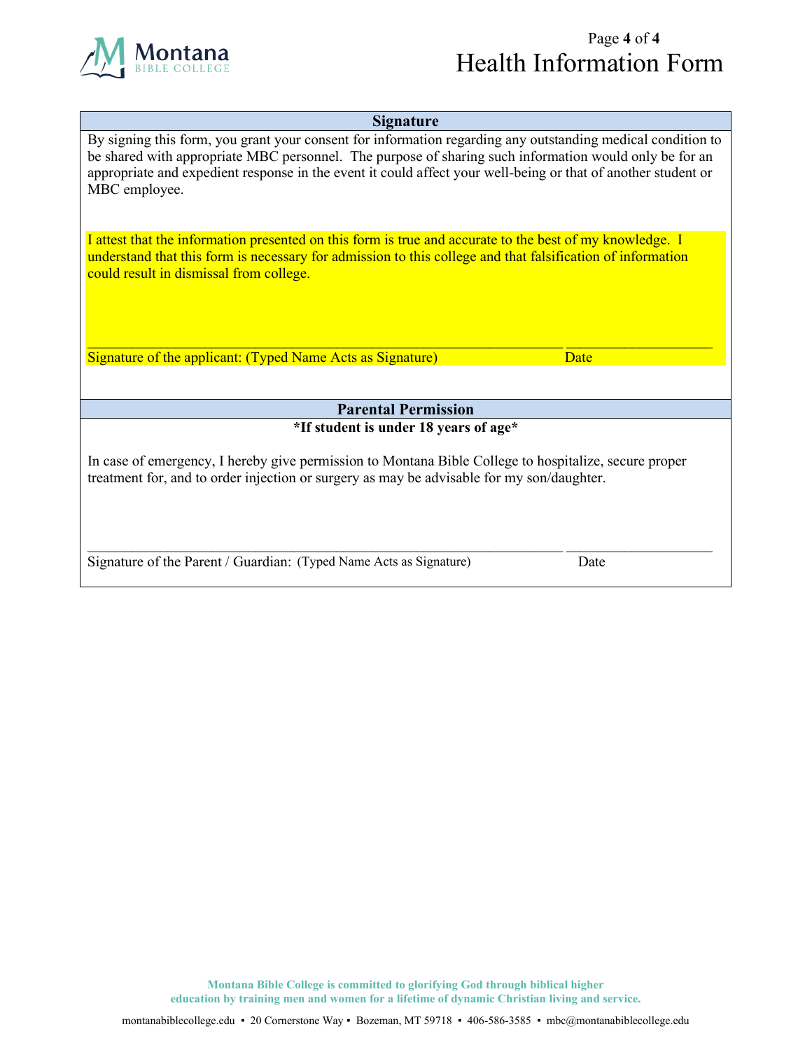## Signature

By signing this form, you grant your consent for information regarding any outstanding medical condition to be shared with appropriate MBC personnel. The purpose of sharing such information would only be for an appropriate and expedient response in the event it could affect your well-being or that of another student or MBC employee.

I attest that the information presented on this form is true and accurate to the best of my knowledge. I understand that this form is necessary for admission to this college and that falsification of information could result in dismissal from college.

_________________________________________________________________ ____________________

Signature of the applicant: (Typed Name Acts as Signature) Date

## Parental Permission

**\*If student is under 18 years of age\***

In case of emergency, I hereby give permission to Montana Bible College to hospitalize, secure proper treatment for, and to order injection or surgery as may be advisable for my son/daughter.

_________________________________________________________________ ____________________

Signature of the Parent / Guardian: (Typed Name Acts as Signature) Date

**Montana Bible College is committed to glorifying God through biblical higher education by training men and women for a lifetime of dynamic Christian living and service.**

montanabiblecollege.edu ▪ 20 Cornerstone Way ▪ Bozeman, MT 59718 ▪ 406-586-3585 ▪ mbc@montanabiblecollege.edu